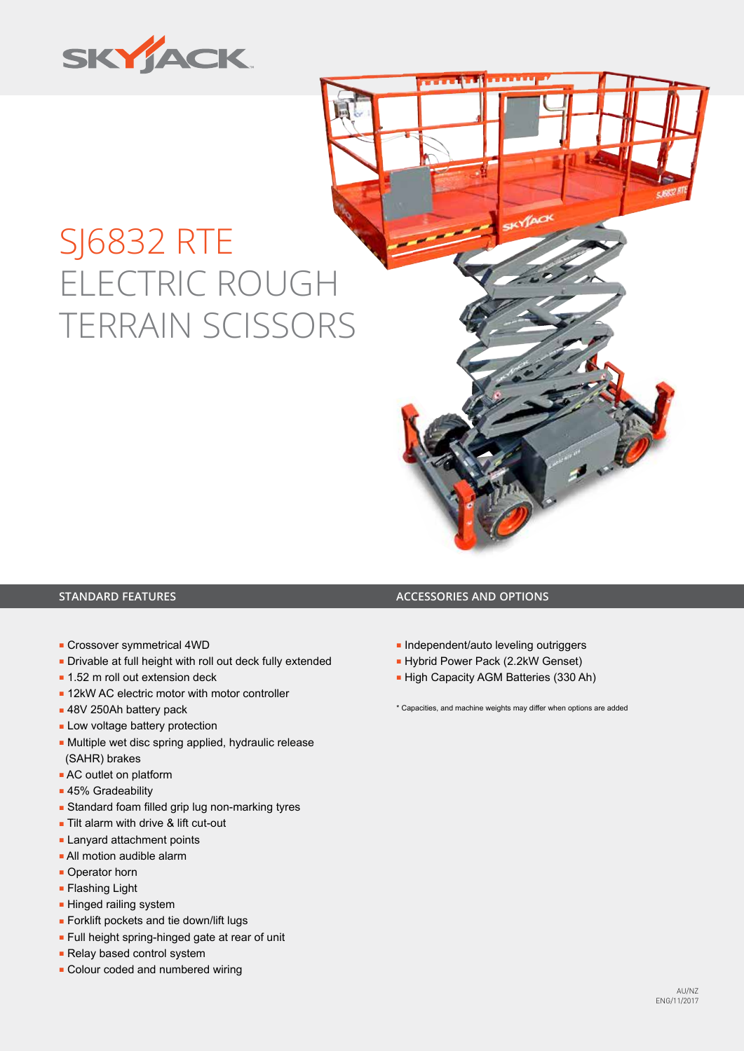SKYJACK

# SJ6832 RTE ELECTRIC ROUGH TERRAIN SCISSORS

## STANDARD FEATURES

- Crossover symmetrical 4WD
- Drivable at full height with roll out deck fully extended
- 1.52 m roll out extension deck
- 12kW AC electric motor with motor controller
- 48V 250Ah battery pack
- Low voltage battery protection
- Multiple wet disc spring applied, hydraulic release (SAHR) brakes
- AC outlet on platform
- 45% Gradeability
- Standard foam filled grip lug non-marking tyres
- Tilt alarm with drive & lift cut-out
- Lanyard attachment points
- All motion audible alarm
- Operator horn
- Flashing Light
- Hinged railing system
- Forklift pockets and tie down/lift lugs
- Full height spring-hinged gate at rear of unit
- Relay based control system
- Colour coded and numbered wiring

## ACCESSORIES AND OPTIONS

- Independent/auto leveling outriggers
- Hybrid Power Pack (2.2kW Genset)
- High Capacity AGM Batteries (330 Ah)

* Capacities, and machine weights may differ when options are added

AU/NZ
ENG/11/2017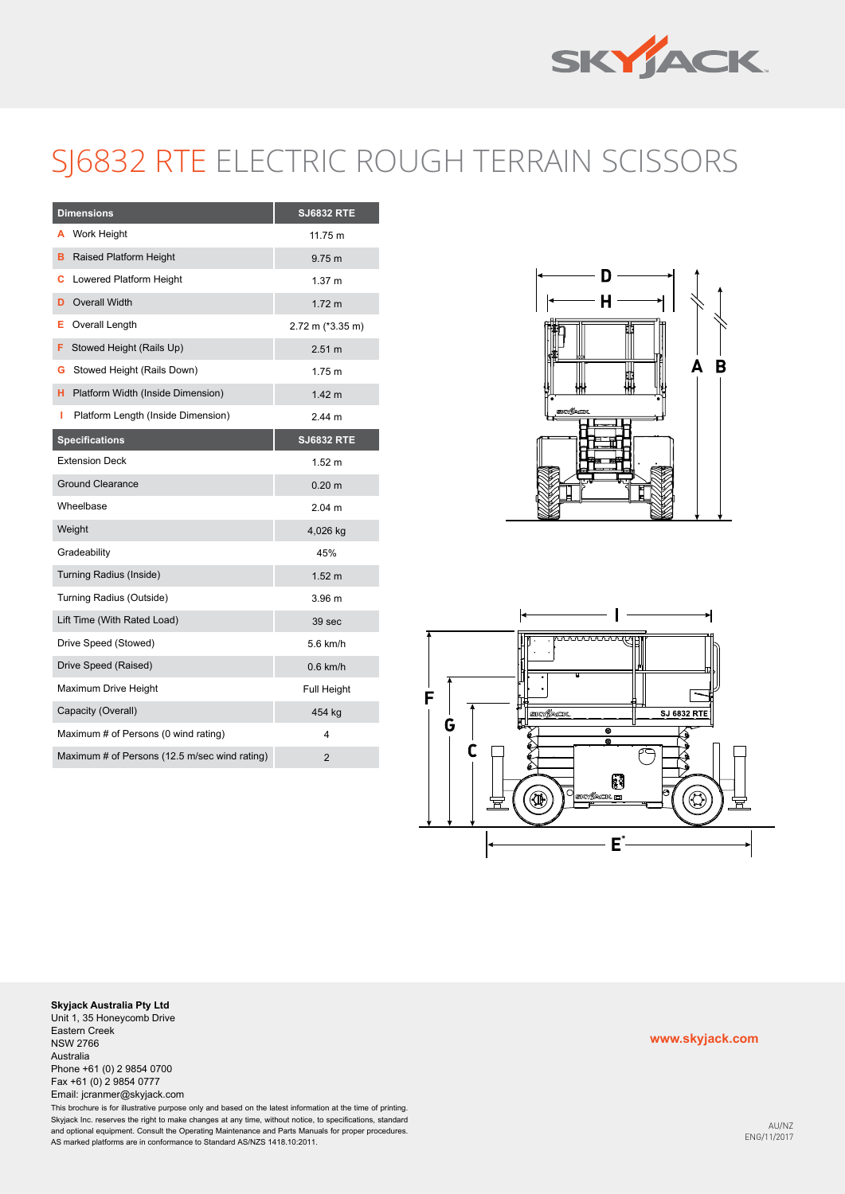# SJ6832 RTE ELECTRIC ROUGH TERRAIN SCISSORS

| Dimensions | SJ6832 RTE |
|---|---|
| A Work Height | 11.75 m |
| B Raised Platform Height | 9.75 m |
| C Lowered Platform Height | 1.37 m |
| D Overall Width | 1.72 m |
| E Overall Length | 2.72 m (*3.35 m) |
| F Stowed Height (Rails Up) | 2.51 m |
| G Stowed Height (Rails Down) | 1.75 m |
| H Platform Width (Inside Dimension) | 1.42 m |
| I Platform Length (Inside Dimension) | 2.44 m |

| Specifications | SJ6832 RTE |
|---|---|
| Extension Deck | 1.52 m |
| Ground Clearance | 0.20 m |
| Wheelbase | 2.04 m |
| Weight | 4,026 kg |
| Gradeability | 45% |
| Turning Radius (Inside) | 1.52 m |
| Turning Radius (Outside) | 3.96 m |
| Lift Time (With Rated Load) | 39 sec |
| Drive Speed (Stowed) | 5.6 km/h |
| Drive Speed (Raised) | 0.6 km/h |
| Maximum Drive Height | Full Height |
| Capacity (Overall) | 454 kg |
| Maximum # of Persons (0 wind rating) | 4 |
| Maximum # of Persons (12.5 m/sec wind rating) | 2 |

D
H
A B
I
F
G
C
E*

**Skyjack Australia Pty Ltd**
Unit 1, 35 Honeycomb Drive
Eastern Creek
NSW 2766
Australia
Phone +61 (0) 2 9854 0700
Fax +61 (0) 2 9854 0777
Email: jcranmer@skyjack.com

**www.skyjack.com**

This brochure is for illustrative purpose only and based on the latest information at the time of printing. Skyjack Inc. reserves the right to make changes at any time, without notice, to specifications, standard and optional equipment. Consult the Operating Maintenance and Parts Manuals for proper procedures. AS marked platforms are in conformance to Standard AS/NZS 1418.10:2011.

AU/NZ
ENG/11/2017